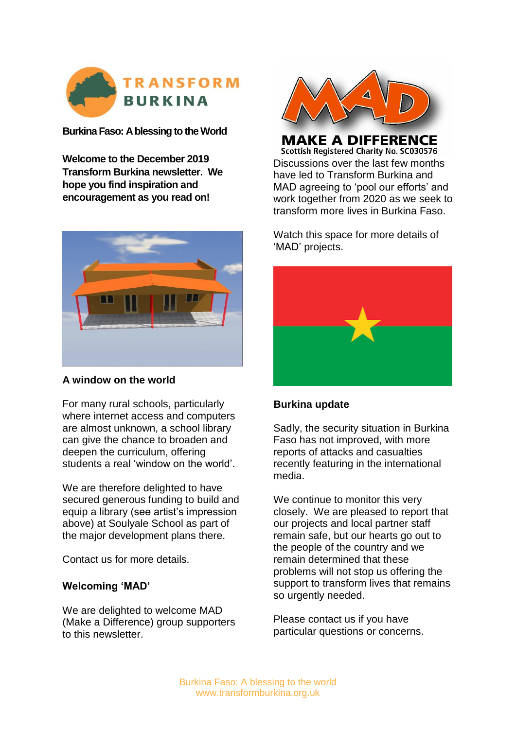TRANSFORM BURKINA

**Burkina Faso: A blessing to the World**

**Welcome to the December 2019 Transform Burkina newsletter. We hope you find inspiration and encouragement as you read on!**

## A window on the world

For many rural schools, particularly where internet access and computers are almost unknown, a school library can give the chance to broaden and deepen the curriculum, offering students a real 'window on the world'.

We are therefore delighted to have secured generous funding to build and equip a library (see artist's impression above) at Soulyale School as part of the major development plans there.

Contact us for more details.

## Welcoming 'MAD'

We are delighted to welcome MAD (Make a Difference) group supporters to this newsletter.

MAD
MAKE A DIFFERENCE
Scottish Registered Charity No. SC030576

Discussions over the last few months have led to Transform Burkina and MAD agreeing to 'pool our efforts' and work together from 2020 as we seek to transform more lives in Burkina Faso.

Watch this space for more details of 'MAD' projects.

## Burkina update

Sadly, the security situation in Burkina Faso has not improved, with more reports of attacks and casualties recently featuring in the international media.

We continue to monitor this very closely. We are pleased to report that our projects and local partner staff remain safe, but our hearts go out to the people of the country and we remain determined that these problems will not stop us offering the support to transform lives that remains so urgently needed.

Please contact us if you have particular questions or concerns.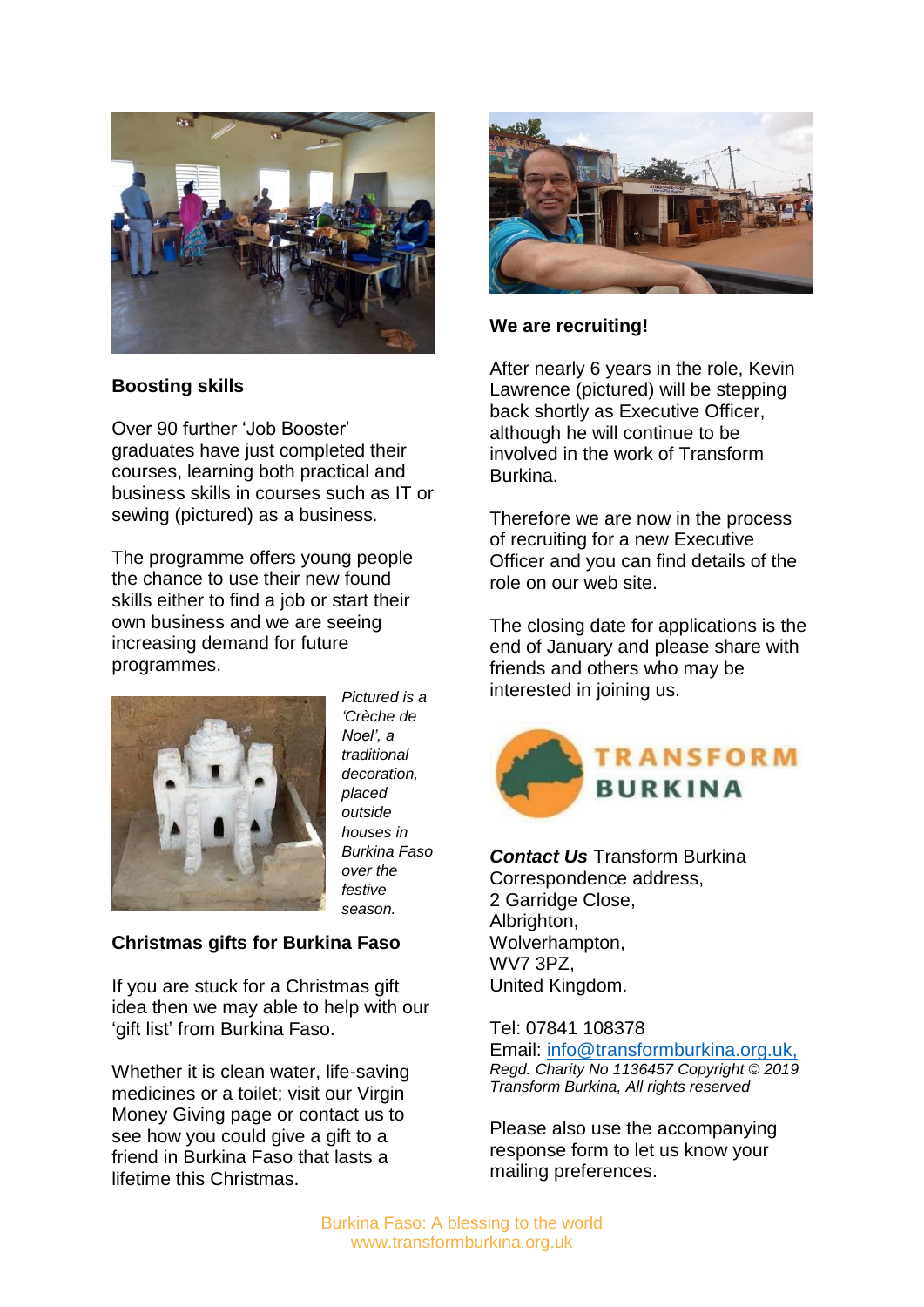## Boosting skills

Over 90 further 'Job Booster' graduates have just completed their courses, learning both practical and business skills in courses such as IT or sewing (pictured) as a business.

The programme offers young people the chance to use their new found skills either to find a job or start their own business and we are seeing increasing demand for future programmes.

*Pictured is a 'Crèche de Noel', a traditional decoration, placed outside houses in Burkina Faso over the festive season.*

## Christmas gifts for Burkina Faso

If you are stuck for a Christmas gift idea then we may able to help with our 'gift list' from Burkina Faso.

Whether it is clean water, life-saving medicines or a toilet; visit our Virgin Money Giving page or contact us to see how you could give a gift to a friend in Burkina Faso that lasts a lifetime this Christmas.

## We are recruiting!

After nearly 6 years in the role, Kevin Lawrence (pictured) will be stepping back shortly as Executive Officer, although he will continue to be involved in the work of Transform Burkina.

Therefore we are now in the process of recruiting for a new Executive Officer and you can find details of the role on our web site.

The closing date for applications is the end of January and please share with friends and others who may be interested in joining us.

TRANSFORM BURKINA

***Contact Us*** Transform Burkina
Correspondence address,
2 Garridge Close,
Albrighton,
Wolverhampton,
WV7 3PZ,
United Kingdom.

Tel: 07841 108378
Email: info@transformburkina.org.uk,
*Regd. Charity No 1136457 Copyright © 2019 Transform Burkina, All rights reserved*

Please also use the accompanying response form to let us know your mailing preferences.

Burkina Faso: A blessing to the world
www.transformburkina.org.uk